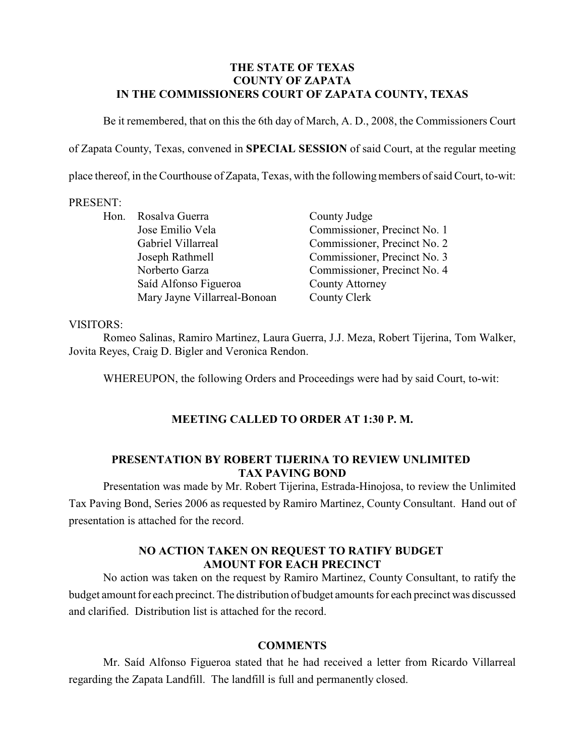**THE STATE OF TEXAS**
**COUNTY OF ZAPATA**
**IN THE COMMISSIONERS COURT OF ZAPATA COUNTY, TEXAS**

Be it remembered, that on this the 6th day of March, A. D., 2008, the Commissioners Court of Zapata County, Texas, convened in **SPECIAL SESSION** of said Court, at the regular meeting place thereof, in the Courthouse of Zapata, Texas, with the following members of said Court, to-wit:

PRESENT:

| | | |
|---|---|---|
| Hon. | Rosalva Guerra | County Judge |
| | Jose Emilio Vela | Commissioner, Precinct No. 1 |
| | Gabriel Villarreal | Commissioner, Precinct No. 2 |
| | Joseph Rathmell | Commissioner, Precinct No. 3 |
| | Norberto Garza | Commissioner, Precinct No. 4 |
| | Saíd Alfonso Figueroa | County Attorney |
| | Mary Jayne Villarreal-Bonoan | County Clerk |

VISITORS:
Romeo Salinas, Ramiro Martinez, Laura Guerra, J.J. Meza, Robert Tijerina, Tom Walker, Jovita Reyes, Craig D. Bigler and Veronica Rendon.

WHEREUPON, the following Orders and Proceedings were had by said Court, to-wit:

**MEETING CALLED TO ORDER AT 1:30 P. M.**

**PRESENTATION BY ROBERT TIJERINA TO REVIEW UNLIMITED TAX PAVING BOND**

Presentation was made by Mr. Robert Tijerina, Estrada-Hinojosa, to review the Unlimited Tax Paving Bond, Series 2006 as requested by Ramiro Martinez, County Consultant. Hand out of presentation is attached for the record.

**NO ACTION TAKEN ON REQUEST TO RATIFY BUDGET AMOUNT FOR EACH PRECINCT**

No action was taken on the request by Ramiro Martinez, County Consultant, to ratify the budget amount for each precinct. The distribution of budget amounts for each precinct was discussed and clarified. Distribution list is attached for the record.

**COMMENTS**

Mr. Saíd Alfonso Figueroa stated that he had received a letter from Ricardo Villarreal regarding the Zapata Landfill. The landfill is full and permanently closed.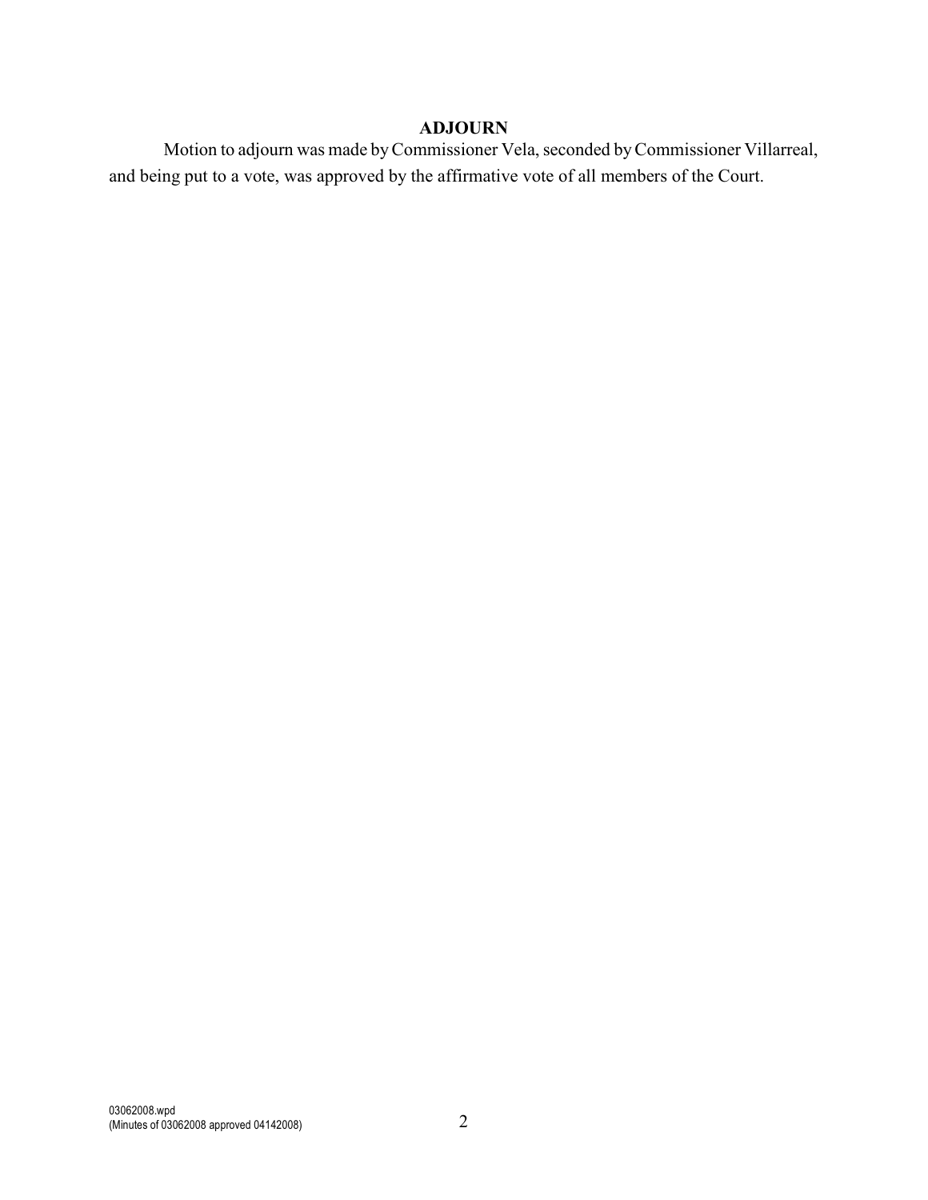## ADJOURN

Motion to adjourn was made by Commissioner Vela, seconded by Commissioner Villarreal, and being put to a vote, was approved by the affirmative vote of all members of the Court.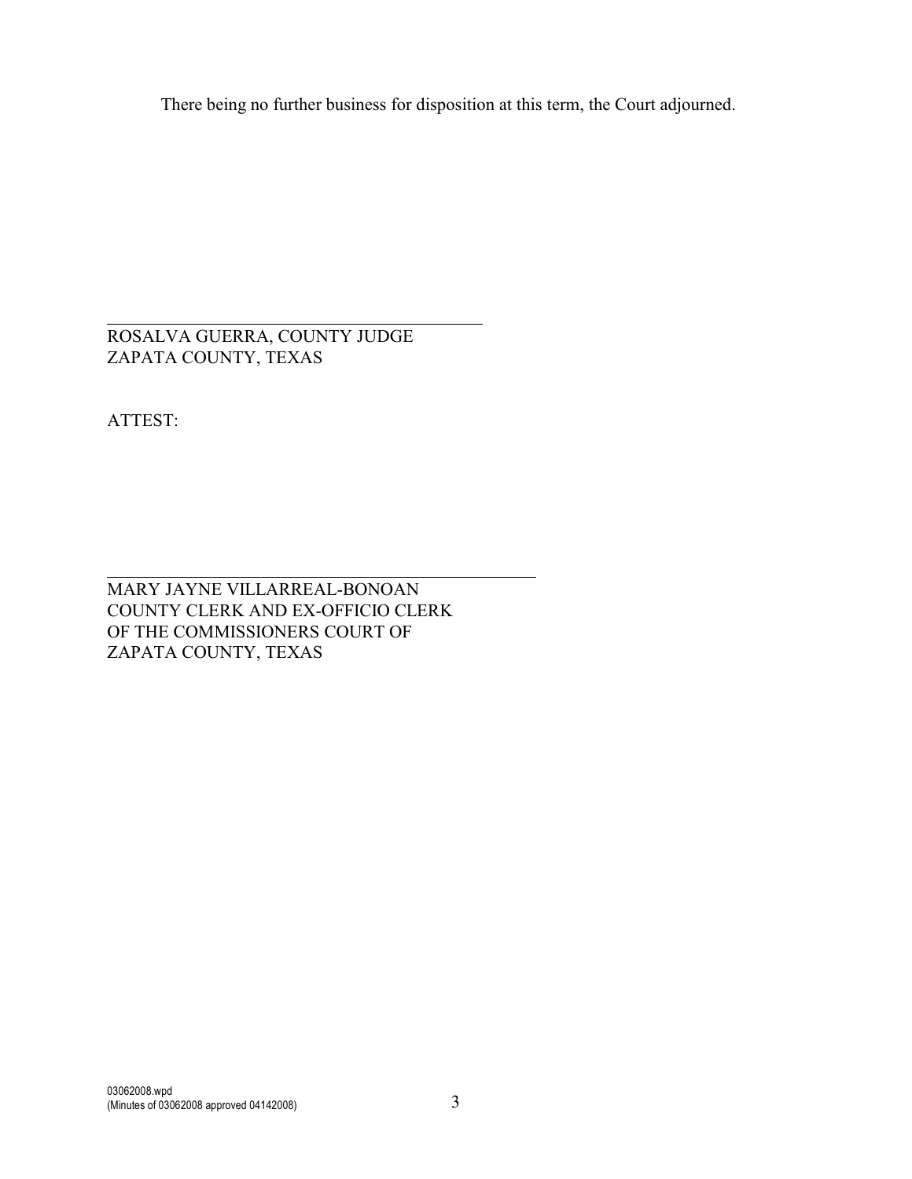There being no further business for disposition at this term, the Court adjourned.

ROSALVA GUERRA, COUNTY JUDGE
ZAPATA COUNTY, TEXAS

ATTEST:

MARY JAYNE VILLARREAL-BONOAN
COUNTY CLERK AND EX-OFFICIO CLERK
OF THE COMMISSIONERS COURT OF
ZAPATA COUNTY, TEXAS

03062008.wpd
(Minutes of 03062008 approved 04142008)